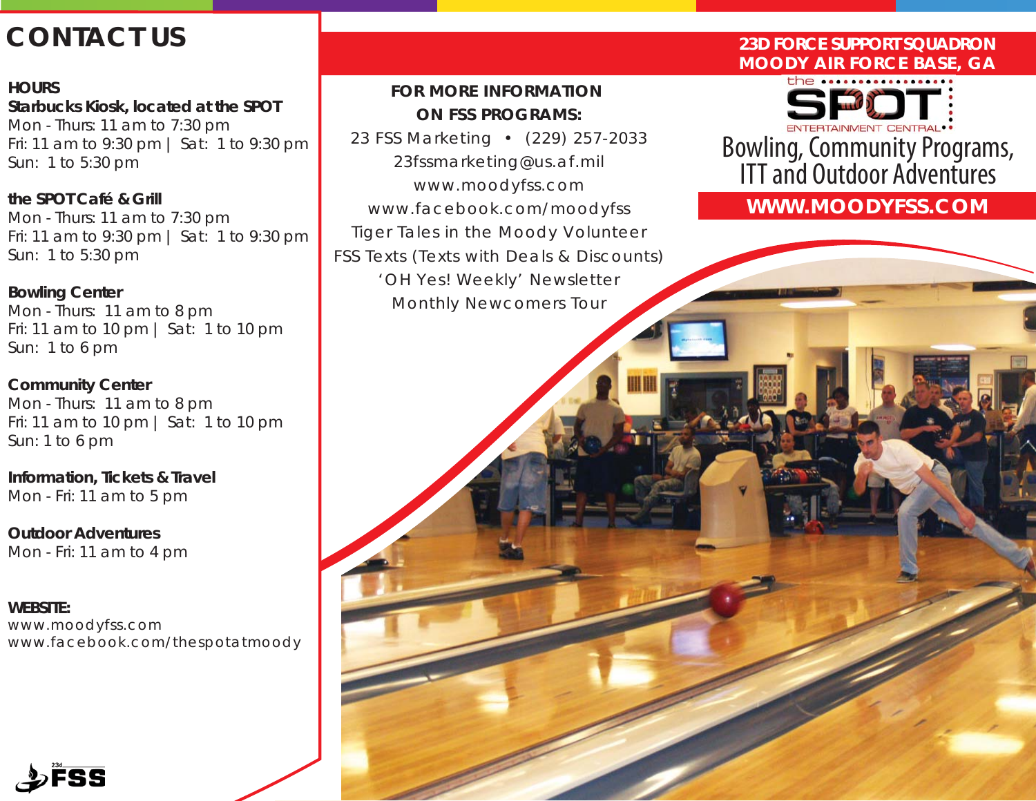# CONTACT US

**HOURS**

**Starbucks Kiosk, located at the SPOT**
Mon - Thurs: 11 am to 7:30 pm
Fri: 11 am to 9:30 pm | Sat: 1 to 9:30 pm
Sun: 1 to 5:30 pm

**the SPOT Café & Grill**
Mon - Thurs: 11 am to 7:30 pm
Fri: 11 am to 9:30 pm | Sat: 1 to 9:30 pm
Sun: 1 to 5:30 pm

**Bowling Center**
Mon - Thurs: 11 am to 8 pm
Fri: 11 am to 10 pm | Sat: 1 to 10 pm
Sun: 1 to 6 pm

**Community Center**
Mon - Thurs: 11 am to 8 pm
Fri: 11 am to 10 pm | Sat: 1 to 10 pm
Sun: 1 to 6 pm

**Information, Tickets & Travel**
Mon - Fri: 11 am to 5 pm

**Outdoor Adventures**
Mon - Fri: 11 am to 4 pm

**WEBSITE:**
www.moodyfss.com
www.facebook.com/thespotatmoody

23d FSS

**FOR MORE INFORMATION ON FSS PROGRAMS:**

23 FSS Marketing • (229) 257-2033
23fssmarketing@us.af.mil
www.moodyfss.com
www.facebook.com/moodyfss
Tiger Tales in the Moody Volunteer
FSS Texts (Texts with Deals & Discounts)
'OH Yes! Weekly' Newsletter
Monthly Newcomers Tour

**23D FORCE SUPPORT SQUADRON**
**MOODY AIR FORCE BASE, GA**

the SPOT ENTERTAINMENT CENTRAL

Bowling, Community Programs, ITT and Outdoor Adventures

**WWW.MOODYFSS.COM**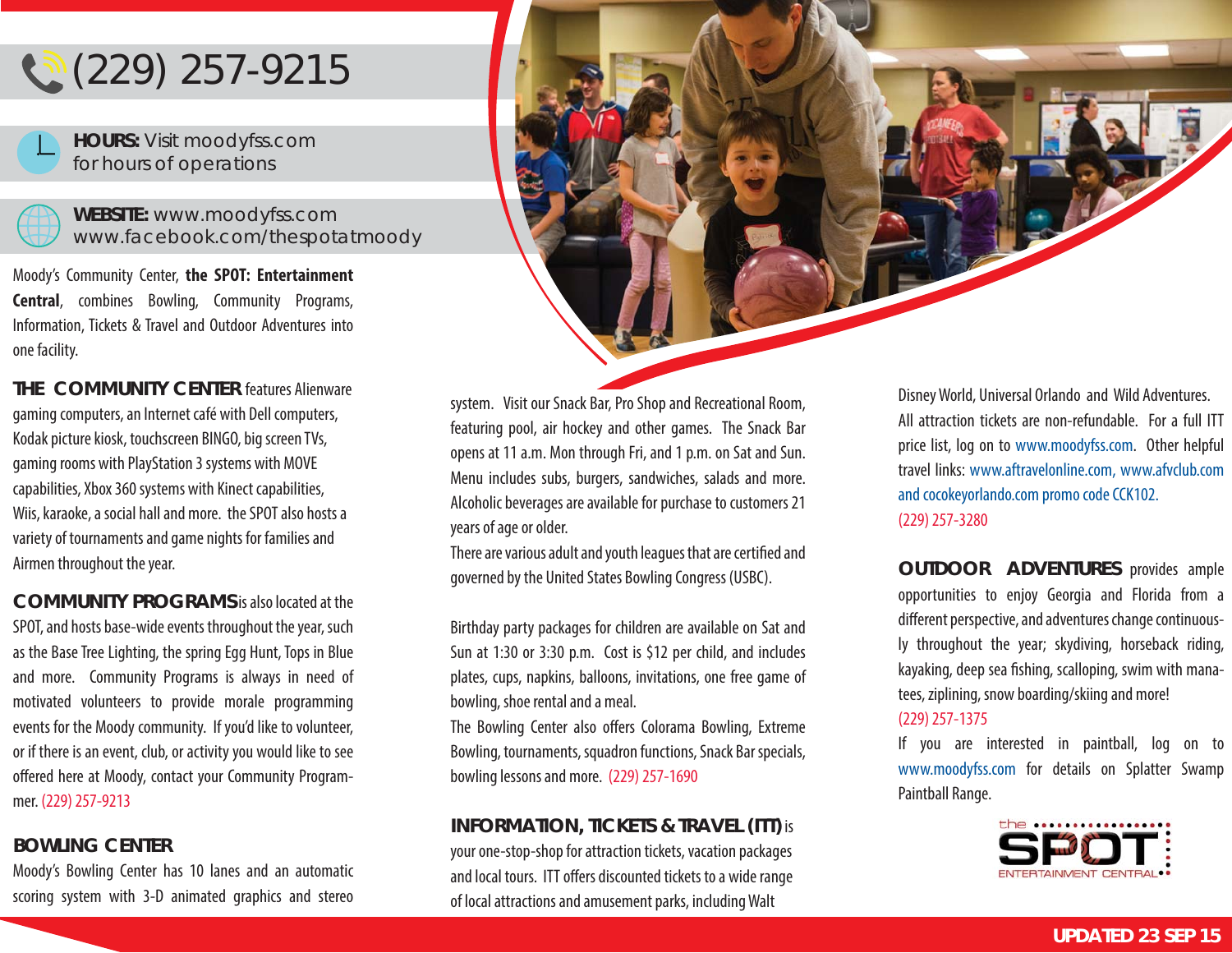(229) 257-9215

**HOURS:** Visit moodyfss.com for hours of operations

**WEBSITE:** www.moodyfss.com
www.facebook.com/thespotatmoody

Moody's Community Center, **the SPOT: Entertainment Central**, combines Bowling, Community Programs, Information, Tickets & Travel and Outdoor Adventures into one facility.

**THE COMMUNITY CENTER** features Alienware gaming computers, an Internet café with Dell computers, Kodak picture kiosk, touchscreen BINGO, big screen TVs, gaming rooms with PlayStation 3 systems with MOVE capabilities, Xbox 360 systems with Kinect capabilities, Wiis, karaoke, a social hall and more. the SPOT also hosts a variety of tournaments and game nights for families and Airmen throughout the year.

**COMMUNITY PROGRAMS** is also located at the SPOT, and hosts base-wide events throughout the year, such as the Base Tree Lighting, the spring Egg Hunt, Tops in Blue and more. Community Programs is always in need of motivated volunteers to provide morale programming events for the Moody community. If you'd like to volunteer, or if there is an event, club, or activity you would like to see offered here at Moody, contact your Community Programmer. (229) 257-9213

**BOWLING CENTER**
Moody's Bowling Center has 10 lanes and an automatic scoring system with 3-D animated graphics and stereo system. Visit our Snack Bar, Pro Shop and Recreational Room, featuring pool, air hockey and other games. The Snack Bar opens at 11 a.m. Mon through Fri, and 1 p.m. on Sat and Sun. Menu includes subs, burgers, sandwiches, salads and more. Alcoholic beverages are available for purchase to customers 21 years of age or older.
There are various adult and youth leagues that are certified and governed by the United States Bowling Congress (USBC).

Birthday party packages for children are available on Sat and Sun at 1:30 or 3:30 p.m. Cost is $12 per child, and includes plates, cups, napkins, balloons, invitations, one free game of bowling, shoe rental and a meal.
The Bowling Center also offers Colorama Bowling, Extreme Bowling, tournaments, squadron functions, Snack Bar specials, bowling lessons and more. (229) 257-1690

**INFORMATION, TICKETS & TRAVEL (ITT)** is your one-stop-shop for attraction tickets, vacation packages and local tours. ITT offers discounted tickets to a wide range of local attractions and amusement parks, including Walt Disney World, Universal Orlando and Wild Adventures. All attraction tickets are non-refundable. For a full ITT price list, log on to www.moodyfss.com. Other helpful travel links: www.aftravelonline.com, www.afvclub.com and cocokeyorlando.com promo code CCK102.
(229) 257-3280

**OUTDOOR ADVENTURES** provides ample opportunities to enjoy Georgia and Florida from a different perspective, and adventures change continuously throughout the year; skydiving, horseback riding, kayaking, deep sea fishing, scalloping, swim with manatees, ziplining, snow boarding/skiing and more!
(229) 257-1375
If you are interested in paintball, log on to www.moodyfss.com for details on Splatter Swamp Paintball Range.

the SPOT ENTERTAINMENT CENTRAL

UPDATED 23 SEP 15